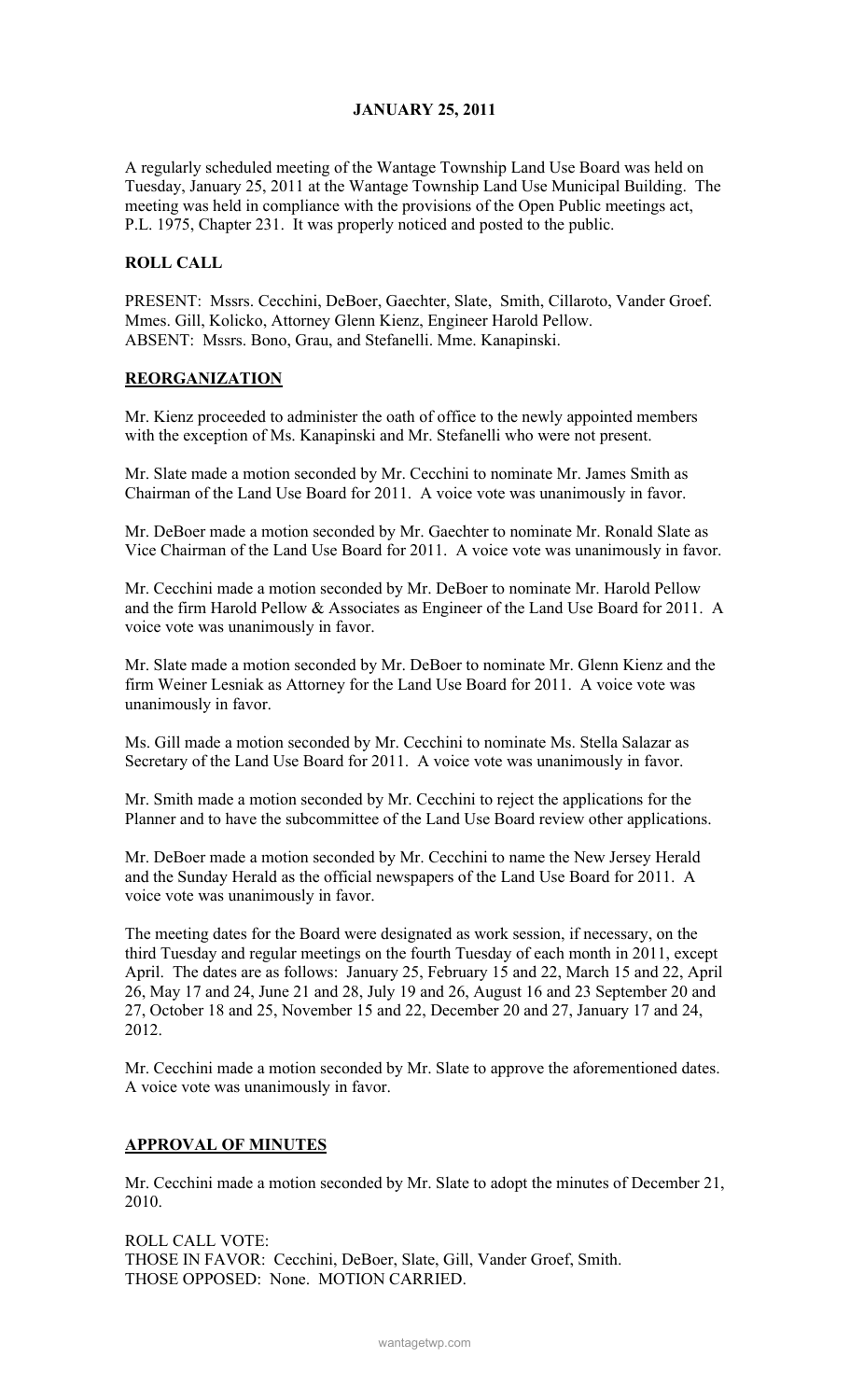**JANUARY 25, 2011**

A regularly scheduled meeting of the Wantage Township Land Use Board was held on Tuesday, January 25, 2011 at the Wantage Township Land Use Municipal Building. The meeting was held in compliance with the provisions of the Open Public meetings act, P.L. 1975, Chapter 231. It was properly noticed and posted to the public.

**ROLL CALL**

PRESENT: Mssrs. Cecchini, DeBoer, Gaechter, Slate, Smith, Cillaroto, Vander Groef. Mmes. Gill, Kolicko, Attorney Glenn Kienz, Engineer Harold Pellow.
ABSENT: Mssrs. Bono, Grau, and Stefanelli. Mme. Kanapinski.

**REORGANIZATION**

Mr. Kienz proceeded to administer the oath of office to the newly appointed members with the exception of Ms. Kanapinski and Mr. Stefanelli who were not present.

Mr. Slate made a motion seconded by Mr. Cecchini to nominate Mr. James Smith as Chairman of the Land Use Board for 2011. A voice vote was unanimously in favor.

Mr. DeBoer made a motion seconded by Mr. Gaechter to nominate Mr. Ronald Slate as Vice Chairman of the Land Use Board for 2011. A voice vote was unanimously in favor.

Mr. Cecchini made a motion seconded by Mr. DeBoer to nominate Mr. Harold Pellow and the firm Harold Pellow & Associates as Engineer of the Land Use Board for 2011. A voice vote was unanimously in favor.

Mr. Slate made a motion seconded by Mr. DeBoer to nominate Mr. Glenn Kienz and the firm Weiner Lesniak as Attorney for the Land Use Board for 2011. A voice vote was unanimously in favor.

Ms. Gill made a motion seconded by Mr. Cecchini to nominate Ms. Stella Salazar as Secretary of the Land Use Board for 2011. A voice vote was unanimously in favor.

Mr. Smith made a motion seconded by Mr. Cecchini to reject the applications for the Planner and to have the subcommittee of the Land Use Board review other applications.

Mr. DeBoer made a motion seconded by Mr. Cecchini to name the New Jersey Herald and the Sunday Herald as the official newspapers of the Land Use Board for 2011. A voice vote was unanimously in favor.

The meeting dates for the Board were designated as work session, if necessary, on the third Tuesday and regular meetings on the fourth Tuesday of each month in 2011, except April. The dates are as follows: January 25, February 15 and 22, March 15 and 22, April 26, May 17 and 24, June 21 and 28, July 19 and 26, August 16 and 23 September 20 and 27, October 18 and 25, November 15 and 22, December 20 and 27, January 17 and 24, 2012.

Mr. Cecchini made a motion seconded by Mr. Slate to approve the aforementioned dates. A voice vote was unanimously in favor.

**APPROVAL OF MINUTES**

Mr. Cecchini made a motion seconded by Mr. Slate to adopt the minutes of December 21, 2010.

ROLL CALL VOTE:
THOSE IN FAVOR: Cecchini, DeBoer, Slate, Gill, Vander Groef, Smith.
THOSE OPPOSED: None. MOTION CARRIED.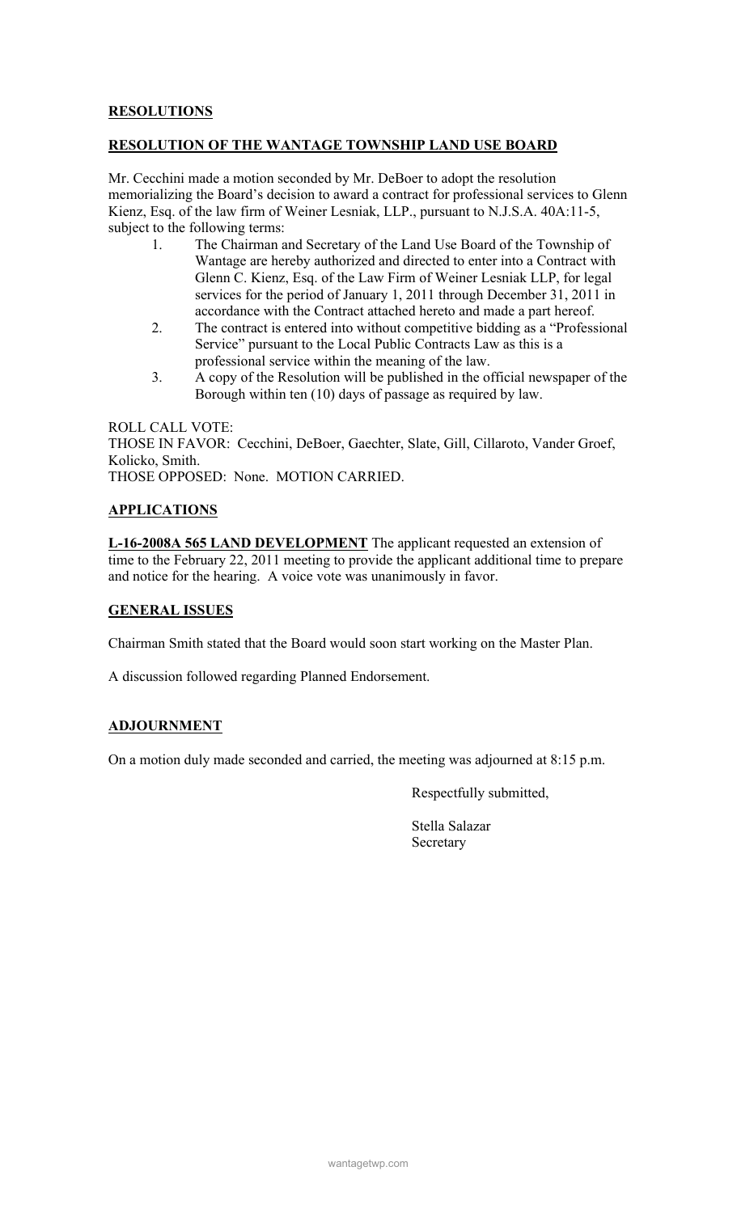**RESOLUTIONS**

**RESOLUTION OF THE WANTAGE TOWNSHIP LAND USE BOARD**

Mr. Cecchini made a motion seconded by Mr. DeBoer to adopt the resolution memorializing the Board's decision to award a contract for professional services to Glenn Kienz, Esq. of the law firm of Weiner Lesniak, LLP., pursuant to N.J.S.A. 40A:11-5, subject to the following terms:

1. The Chairman and Secretary of the Land Use Board of the Township of Wantage are hereby authorized and directed to enter into a Contract with Glenn C. Kienz, Esq. of the Law Firm of Weiner Lesniak LLP, for legal services for the period of January 1, 2011 through December 31, 2011 in accordance with the Contract attached hereto and made a part hereof.
2. The contract is entered into without competitive bidding as a "Professional Service" pursuant to the Local Public Contracts Law as this is a professional service within the meaning of the law.
3. A copy of the Resolution will be published in the official newspaper of the Borough within ten (10) days of passage as required by law.

ROLL CALL VOTE:
THOSE IN FAVOR: Cecchini, DeBoer, Gaechter, Slate, Gill, Cillaroto, Vander Groef, Kolicko, Smith.
THOSE OPPOSED: None. MOTION CARRIED.

**APPLICATIONS**

**L-16-2008A 565 LAND DEVELOPMENT** The applicant requested an extension of time to the February 22, 2011 meeting to provide the applicant additional time to prepare and notice for the hearing. A voice vote was unanimously in favor.

**GENERAL ISSUES**

Chairman Smith stated that the Board would soon start working on the Master Plan.

A discussion followed regarding Planned Endorsement.

**ADJOURNMENT**

On a motion duly made seconded and carried, the meeting was adjourned at 8:15 p.m.

Respectfully submitted,

Stella Salazar
Secretary